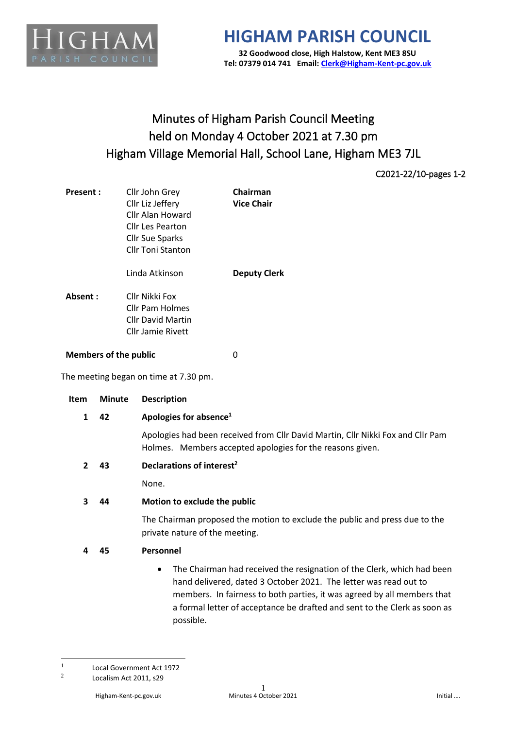# HIGHAM PARISH COUNCIL

**32 Goodwood close, High Halstow, Kent ME3 8SU**
**Tel: 07379 014 741 Email: Clerk@Higham-Kent-pc.gov.uk**

## Minutes of Higham Parish Council Meeting held on Monday 4 October 2021 at 7.30 pm Higham Village Memorial Hall, School Lane, Higham ME3 7JL

C2021-22/10-pages 1-2

| | | |
|---|---|---|
| **Present :** | Cllr John Grey | **Chairman** |
| | Cllr Liz Jeffery | **Vice Chair** |
| | Cllr Alan Howard | |
| | Cllr Les Pearton | |
| | Cllr Sue Sparks | |
| | Cllr Toni Stanton | |
| | Linda Atkinson | **Deputy Clerk** |
| **Absent :** | Cllr Nikki Fox | |
| | Cllr Pam Holmes | |
| | Cllr David Martin | |
| | Cllr Jamie Rivett | |
| **Members of the public** | | 0 |

The meeting began on time at 7.30 pm.

| Item | Minute | Description |
|---|---|---|
| **1** | **42** | **Apologies for absence**[1] |
| | | Apologies had been received from Cllr David Martin, Cllr Nikki Fox and Cllr Pam Holmes. Members accepted apologies for the reasons given. |
| **2** | **43** | **Declarations of interest**[2] |
| | | None. |
| **3** | **44** | **Motion to exclude the public** |
| | | The Chairman proposed the motion to exclude the public and press due to the private nature of the meeting. |
| **4** | **45** | **Personnel** |
| | | • The Chairman had received the resignation of the Clerk, which had been hand delivered, dated 3 October 2021. The letter was read out to members. In fairness to both parties, it was agreed by all members that a formal letter of acceptance be drafted and sent to the Clerk as soon as possible. |

[1] Local Government Act 1972
[2] Localism Act 2011, s29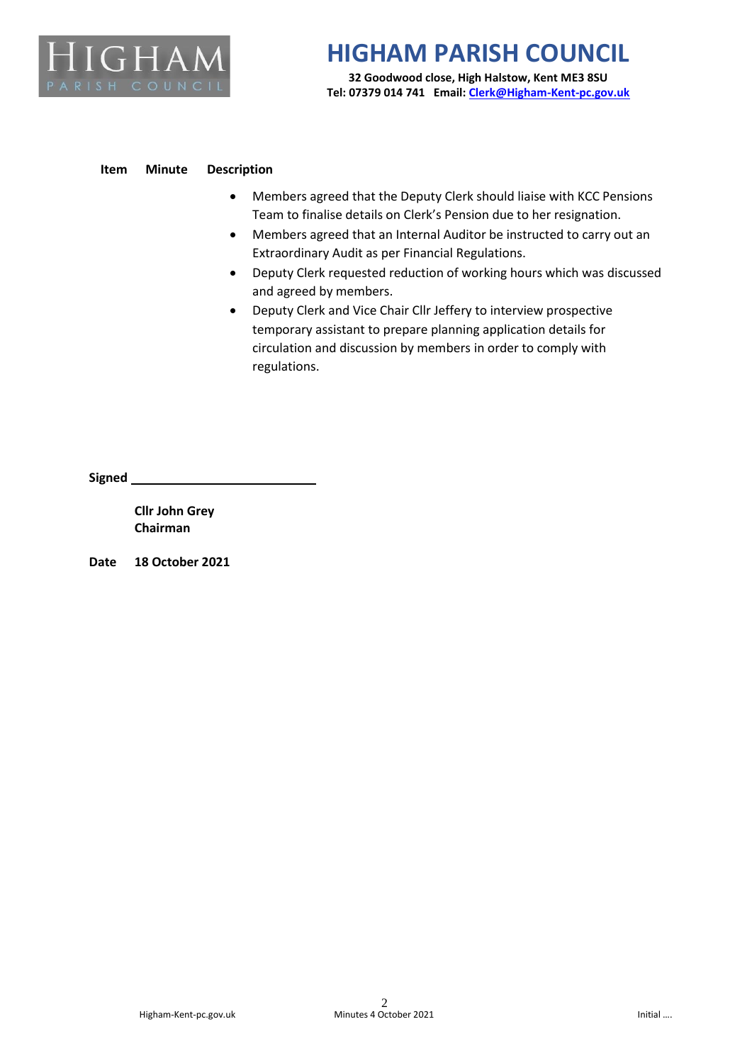| Item | Minute | Description |
|---|---|---|
| | | • Members agreed that the Deputy Clerk should liaise with KCC Pensions Team to finalise details on Clerk's Pension due to her resignation.<br>• Members agreed that an Internal Auditor be instructed to carry out an Extraordinary Audit as per Financial Regulations.<br>• Deputy Clerk requested reduction of working hours which was discussed and agreed by members.<br>• Deputy Clerk and Vice Chair Cllr Jeffery to interview prospective temporary assistant to prepare planning application details for circulation and discussion by members in order to comply with regulations. |

**Signed** ____________________________

**Cllr John Grey**
**Chairman**

**Date 18 October 2021**